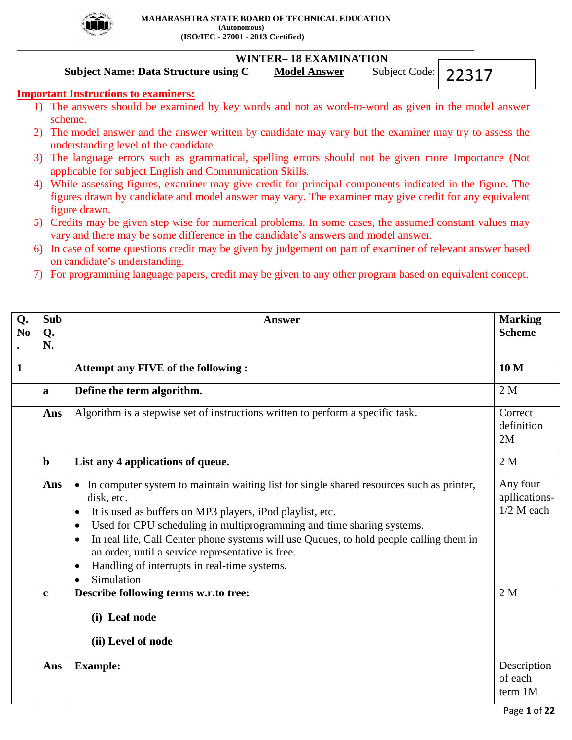**MAHARASHTRA STATE BOARD OF TECHNICAL EDUCATION**
**(Autonomous)**
**(ISO/IEC - 27001 - 2013 Certified)**

## WINTER– 18 EXAMINATION

**Subject Name: Data Structure using C** **Model Answer** Subject Code: 22317

**Important Instructions to examiners:**

1) The answers should be examined by key words and not as word-to-word as given in the model answer scheme.
2) The model answer and the answer written by candidate may vary but the examiner may try to assess the understanding level of the candidate.
3) The language errors such as grammatical, spelling errors should not be given more Importance (Not applicable for subject English and Communication Skills.
4) While assessing figures, examiner may give credit for principal components indicated in the figure. The figures drawn by candidate and model answer may vary. The examiner may give credit for any equivalent figure drawn.
5) Credits may be given step wise for numerical problems. In some cases, the assumed constant values may vary and there may be some difference in the candidate's answers and model answer.
6) In case of some questions credit may be given by judgement on part of examiner of relevant answer based on candidate's understanding.
7) For programming language papers, credit may be given to any other program based on equivalent concept.

| Q. No. | Sub Q. N. | Answer | Marking Scheme |
|---|---|---|---|
| 1 | | **Attempt any FIVE of the following :** | **10 M** |
| | a | **Define the term algorithm.** | 2 M |
| | Ans | Algorithm is a stepwise set of instructions written to perform a specific task. | Correct definition 2M |
| | b | **List any 4 applications of queue.** | 2 M |
| | Ans | • In computer system to maintain waiting list for single shared resources such as printer, disk, etc.<br>• It is used as buffers on MP3 players, iPod playlist, etc.<br>• Used for CPU scheduling in multiprogramming and time sharing systems.<br>• In real life, Call Center phone systems will use Queues, to hold people calling them in an order, until a service representative is free.<br>• Handling of interrupts in real-time systems.<br>• Simulation | Any four apllications- 1/2 M each |
| | c | **Describe following terms w.r.to tree:**<br>**(i) Leaf node**<br>**(ii) Level of node** | 2 M |
| | Ans | **Example:** | Description of each term 1M |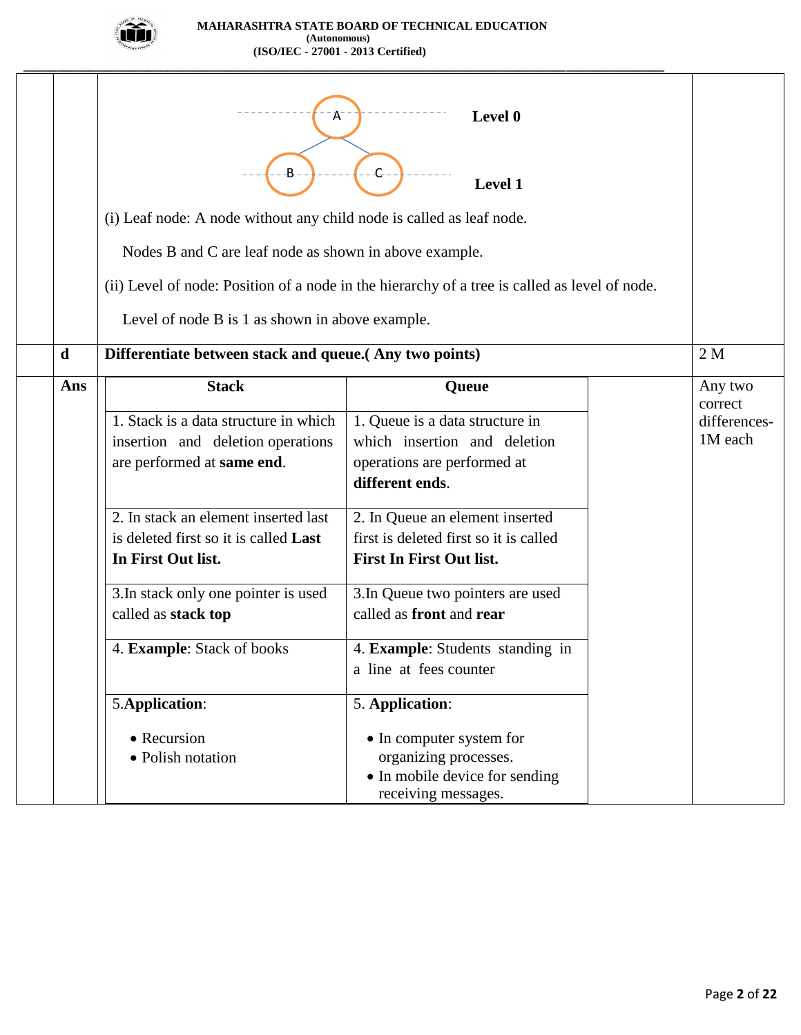A

B    C

**Level 0**

**Level 1**

(i) Leaf node: A node without any child node is called as leaf node.

Nodes B and C are leaf node as shown in above example.

(ii) Level of node: Position of a node in the hierarchy of a tree is called as level of node.

Level of node B is 1 as shown in above example.

**d** **Differentiate between stack and queue.( Any two points)** 2 M

**Ans** (Any two correct differences- 1M each)

| **Stack** | **Queue** |
|---|---|
| 1. Stack is a data structure in which insertion and deletion operations are performed at **same end**. | 1. Queue is a data structure in which insertion and deletion operations are performed at **different ends**. |
| 2. In stack an element inserted last is deleted first so it is called **Last In First Out list.** | 2. In Queue an element inserted first is deleted first so it is called **First In First Out list.** |
| 3.In stack only one pointer is used called as **stack top** | 3.In Queue two pointers are used called as **front** and **rear** |
| 4. **Example**: Stack of books | 4. **Example**: Students standing in a line at fees counter |
| 5.**Application**: <br>• Recursion <br>• Polish notation | 5. **Application**: <br>• In computer system for organizing processes. <br>• In mobile device for sending receiving messages. |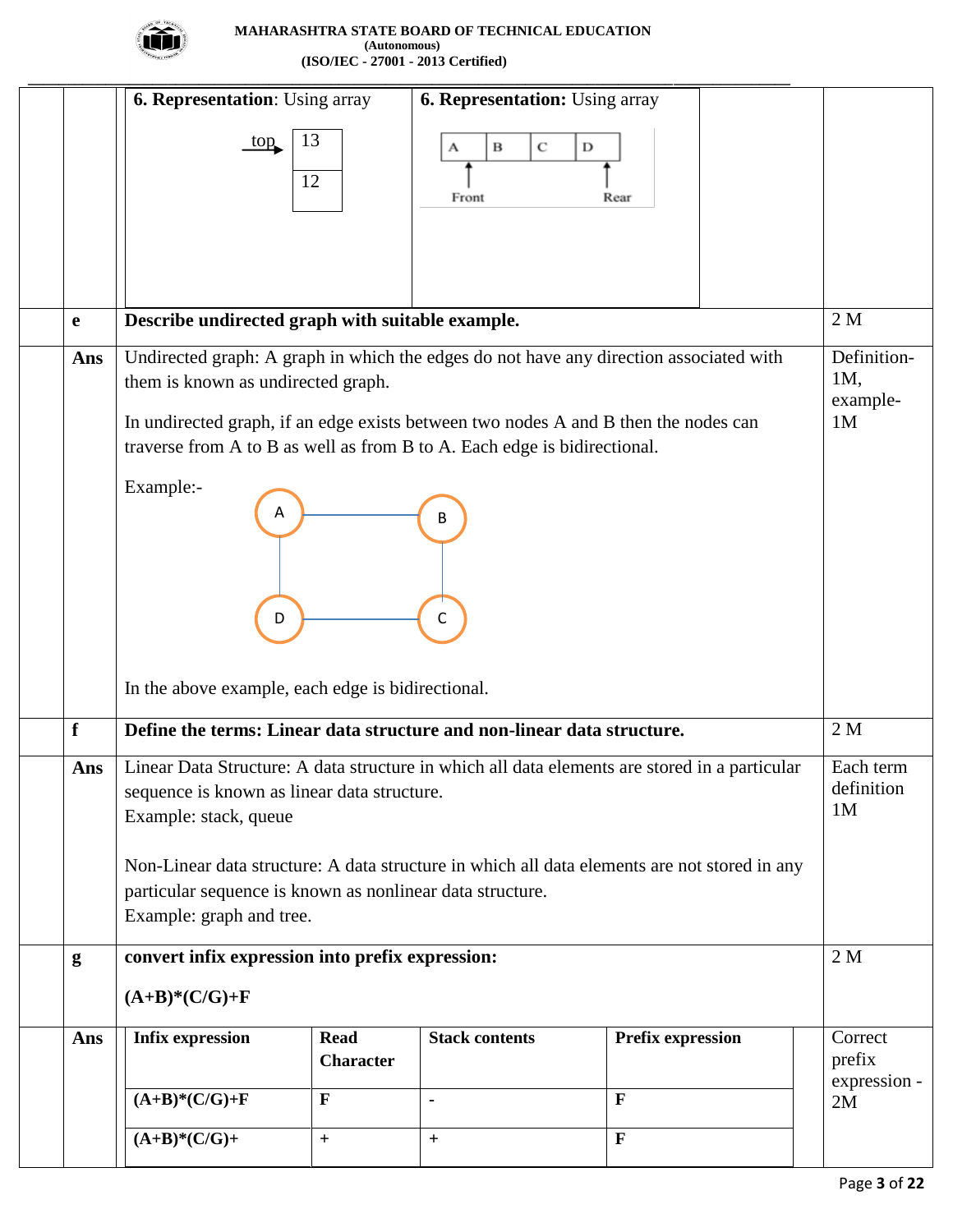| | | | |
|---|---|---|---|
| | | **6. Representation**: Using array<br><br>top → 13<br>12 | **6. Representation:** Using array<br><br>A B C D<br>Front Rear |
| e | **Describe undirected graph with suitable example.** | | 2 M |
| Ans | Undirected graph: A graph in which the edges do not have any direction associated with them is known as undirected graph.<br><br>In undirected graph, if an edge exists between two nodes A and B then the nodes can traverse from A to B as well as from B to A. Each edge is bidirectional.<br><br>Example:-<br><br>A — B<br>D — C<br>(edges: A–B, A–D, B–C, D–C)<br><br>In the above example, each edge is bidirectional. | | Definition-1M, example-1M |
| f | **Define the terms: Linear data structure and non-linear data structure.** | | 2 M |
| Ans | Linear Data Structure: A data structure in which all data elements are stored in a particular sequence is known as linear data structure.<br>Example: stack, queue<br><br>Non-Linear data structure: A data structure in which all data elements are not stored in any particular sequence is known as nonlinear data structure.<br>Example: graph and tree. | | Each term definition 1M |
| g | **convert infix expression into prefix expression:**<br><br>**(A+B)*(C/G)+F** | | 2 M |
| Ans | (see table below) | | Correct prefix expression - 2M |

| Infix expression | Read Character | Stack contents | Prefix expression |
|---|---|---|---|
| **(A+B)*(C/G)+F** | **F** | **-** | **F** |
| **(A+B)*(C/G)+** | + | + | **F** |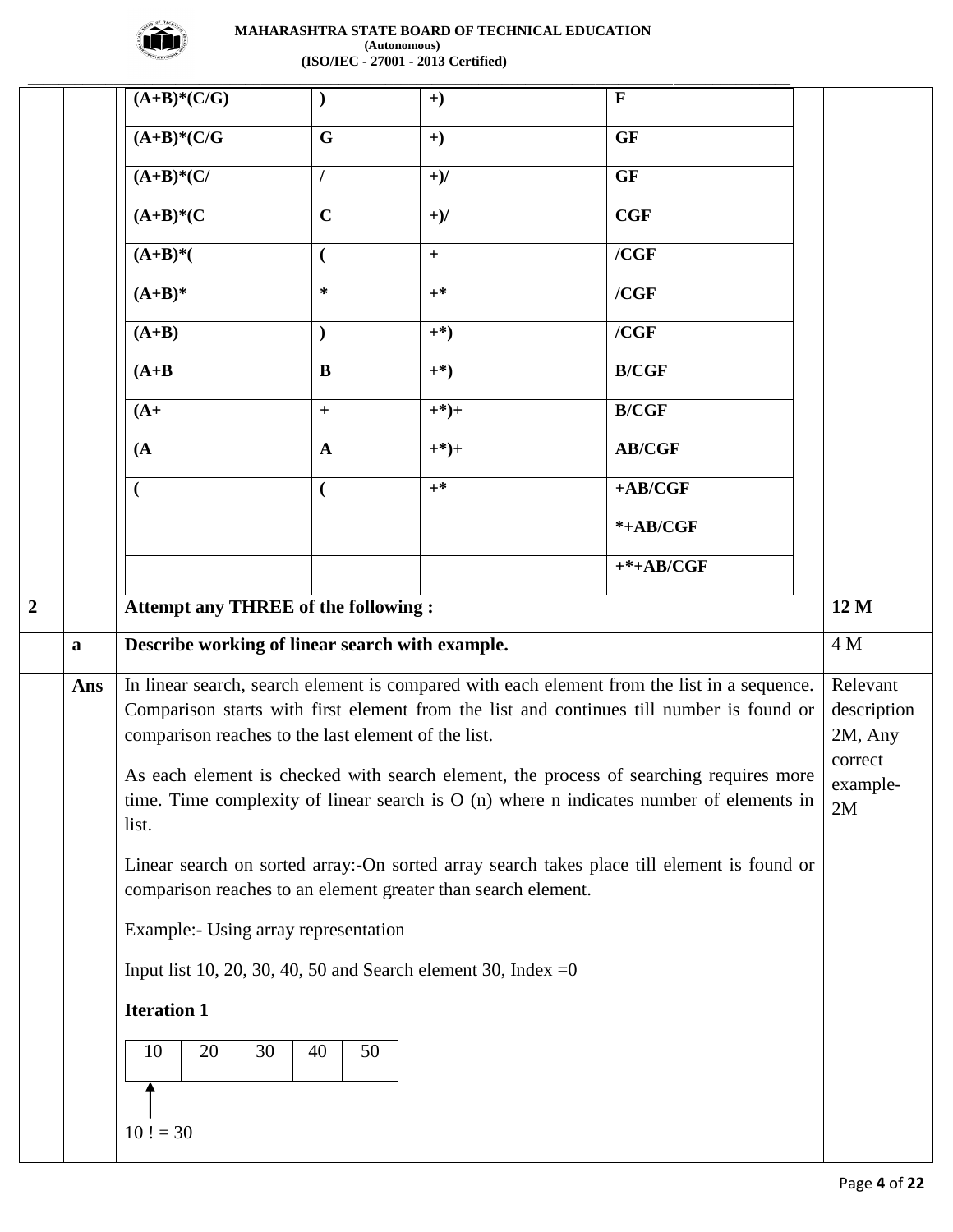| | | |
|---|---|---|
| (A+B)*(C/G) | ) | +) | F |
| (A+B)*(C/G | G | +) | GF |
| (A+B)*(C/ | / | +)/ | GF |
| (A+B)*(C | C | +)/ | CGF |
| (A+B)*( | ( | + | /CGF |
| (A+B)* | * | +* | /CGF |
| (A+B) | ) | +*) | /CGF |
| (A+B | B | +*) | B/CGF |
| (A+ | + | +*)+ | B/CGF |
| (A | A | +*)+ | AB/CGF |
| ( | ( | +* | +AB/CGF |
| | | | *+AB/CGF |
| | | | +*+AB/CGF |

**2** **Attempt any THREE of the following :** **12 M**

**a** **Describe working of linear search with example.** 4 M

**Ans**

*Marking scheme: Relevant description 2M, Any correct example- 2M*

In linear search, search element is compared with each element from the list in a sequence. Comparison starts with first element from the list and continues till number is found or comparison reaches to the last element of the list.

As each element is checked with search element, the process of searching requires more time. Time complexity of linear search is O (n) where n indicates number of elements in list.

Linear search on sorted array:-On sorted array search takes place till element is found or comparison reaches to an element greater than search element.

Example:- Using array representation

Input list 10, 20, 30, 40, 50 and Search element 30, Index =0

**Iteration 1**

| 10 | 20 | 30 | 40 | 50 |
|---|---|---|---|---|

↑

10 ! = 30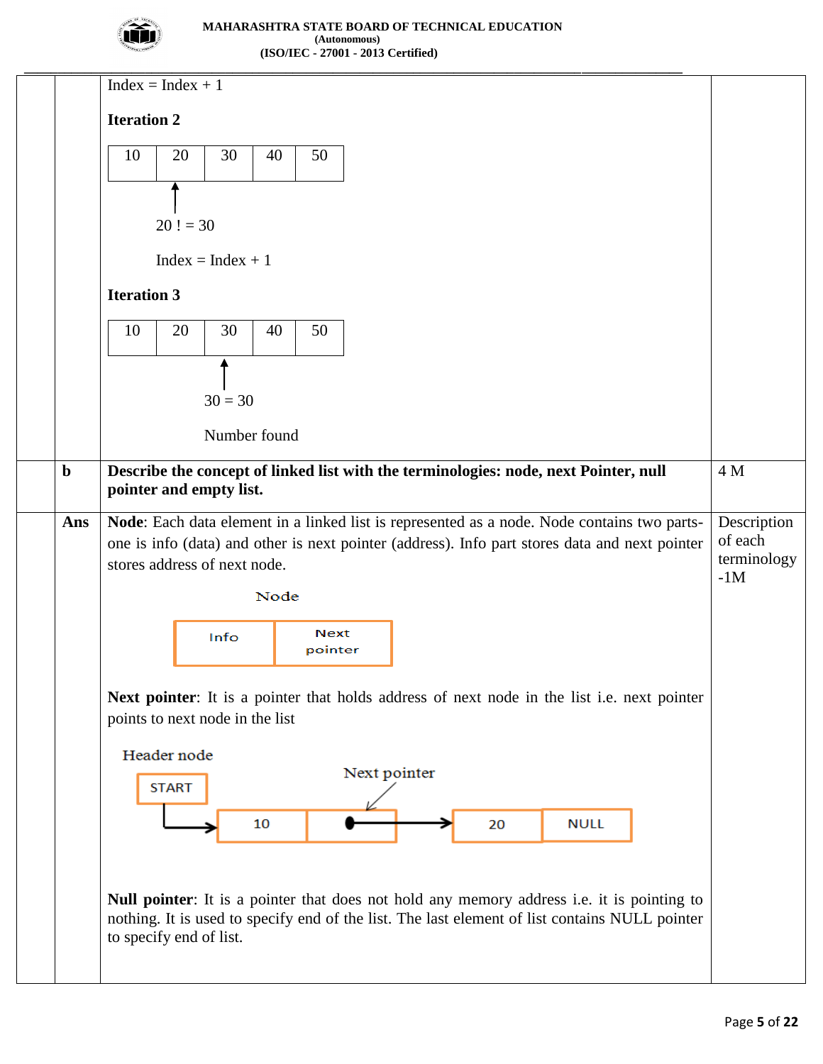Index = Index + 1

**Iteration 2**

| 10 | 20 | 30 | 40 | 50 |
|---|---|---|---|---|

↑

20 ! = 30

Index = Index + 1

**Iteration 3**

| 10 | 20 | 30 | 40 | 50 |
|---|---|---|---|---|

↑

30 = 30

Number found

| | | | |
|---|---|---|---|
| | **b** | **Describe the concept of linked list with the terminologies: node, next Pointer, null pointer and empty list.** | 4 M |
| | **Ans** | **Node**: Each data element in a linked list is represented as a node. Node contains two parts- one is info (data) and other is next pointer (address). Info part stores data and next pointer stores address of next node. | Description of each terminology -1M |

Node

| Info | Next pointer |
|---|---|

**Next pointer**: It is a pointer that holds address of next node in the list i.e. next pointer points to next node in the list

Header node: START → [10 | •] → [20 | NULL]

Next pointer

**Null pointer**: It is a pointer that does not hold any memory address i.e. it is pointing to nothing. It is used to specify end of the list. The last element of list contains NULL pointer to specify end of list.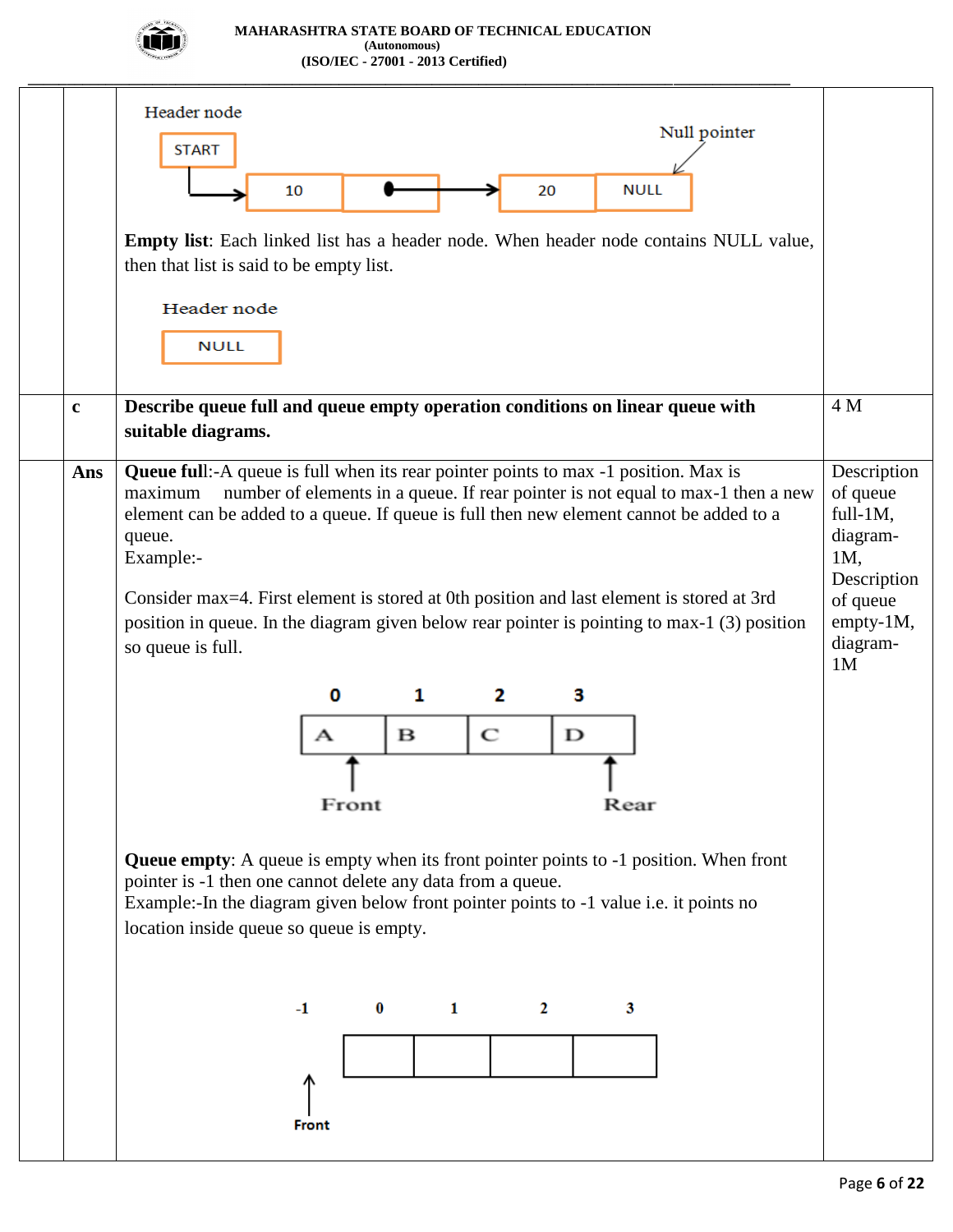Header node

START → | 10 | • | → | 20 | NULL |

Null pointer

**Empty list**: Each linked list has a header node. When header node contains NULL value, then that list is said to be empty list.

Header node

| NULL |

| | | | |
|---|---|---|---|
| | c | **Describe queue full and queue empty operation conditions on linear queue with suitable diagrams.** | 4 M |
| | **Ans** | **Queue full**:-A queue is full when its rear pointer points to max -1 position. Max is maximum number of elements in a queue. If rear pointer is not equal to max-1 then a new element can be added to a queue. If queue is full then new element cannot be added to a queue.<br>Example:-<br><br>Consider max=4. First element is stored at 0th position and last element is stored at 3rd position in queue. In the diagram given below rear pointer is pointing to max-1 (3) position so queue is full.<br><br>0 1 2 3<br>\| A \| B \| C \| D \|<br>↑ Front ↑ Rear<br><br>**Queue empty**: A queue is empty when its front pointer points to -1 position. When front pointer is -1 then one cannot delete any data from a queue.<br>Example:-In the diagram given below front pointer points to -1 value i.e. it points no location inside queue so queue is empty.<br><br>-1 0 1 2 3<br>\| \| \| \| \|<br>↑ Front (at -1) | Description of queue full-1M, diagram-1M, Description of queue empty-1M, diagram-1M |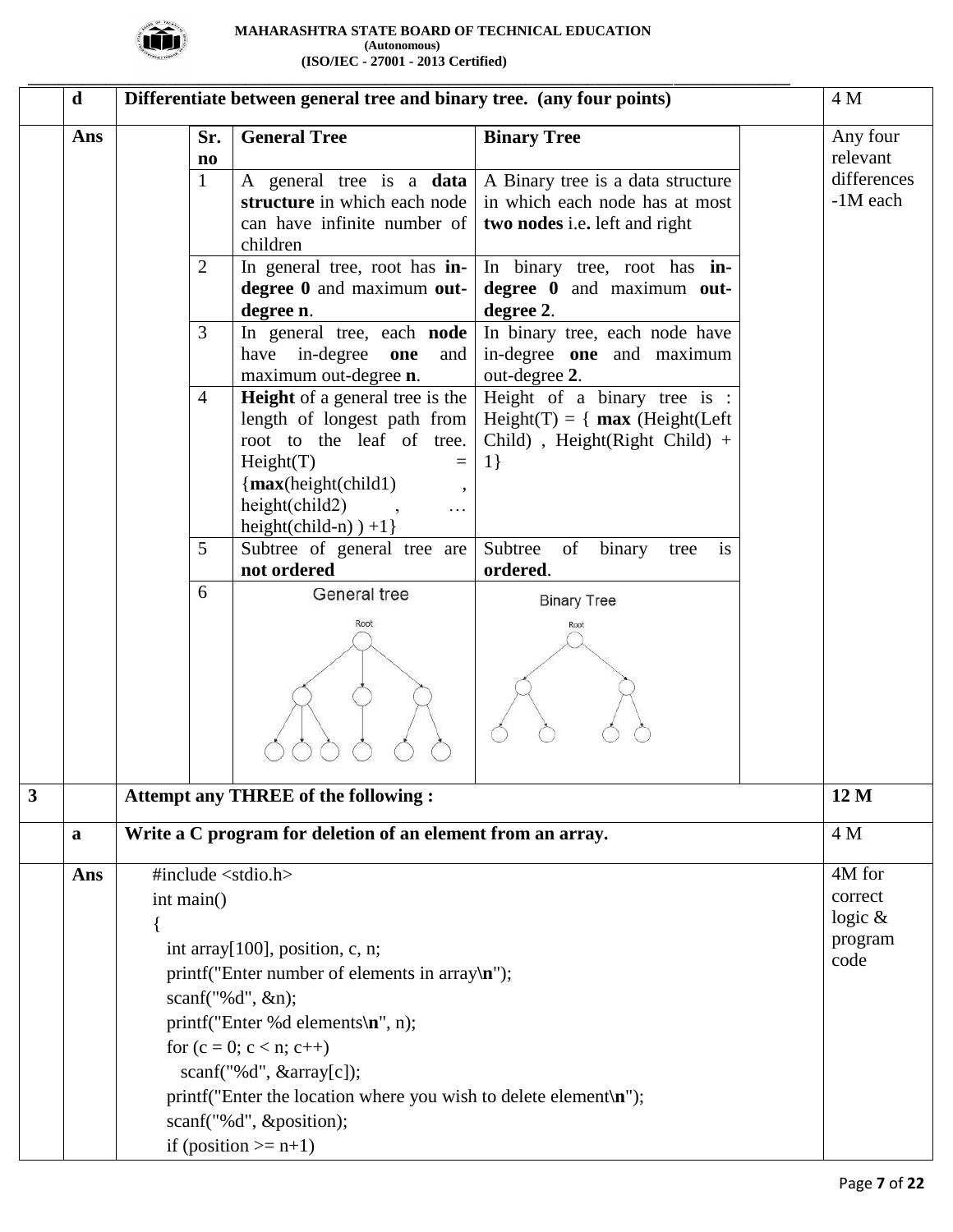| | | | |
|---|---|---|---|
| | **d** | **Differentiate between general tree and binary tree. (any four points)** | 4 M |
| | **Ans** | | Any four relevant differences -1M each |

| Sr. no | General Tree | Binary Tree |
|---|---|---|
| 1 | A general tree is a **data structure** in which each node can have infinite number of children | A Binary tree is a data structure in which each node has at most **two nodes** i.e. left and right |
| 2 | In general tree, root has **in-degree 0** and maximum **out-degree n**. | In binary tree, root has **in-degree 0** and maximum **out-degree 2**. |
| 3 | In general tree, each **node** have in-degree **one** and maximum out-degree **n**. | In binary tree, each node have in-degree **one** and maximum out-degree **2**. |
| 4 | **Height** of a general tree is the length of longest path from root to the leaf of tree. Height(T) = {**max**(height(child1) , height(child2) , … height(child-n) ) +1} | Height of a binary tree is : Height(T) = { **max** (Height(Left Child) , Height(Right Child) + 1} |
| 5 | Subtree of general tree are **not ordered** | Subtree of binary tree is **ordered**. |
| 6 | General tree (Root) | Binary Tree (Root) |

| | | | |
|---|---|---|---|
| **3** | | **Attempt any THREE of the following :** | **12 M** |
| | **a** | **Write a C program for deletion of an element from an array.** | 4 M |
| | **Ans** | | 4M for correct logic & program code |

```
#include <stdio.h>
int main()
{
  int array[100], position, c, n;
  printf("Enter number of elements in array\n");
  scanf("%d", &n);
  printf("Enter %d elements\n", n);
  for (c = 0; c < n; c++)
    scanf("%d", &array[c]);
  printf("Enter the location where you wish to delete element\n");
  scanf("%d", &position);
  if (position >= n+1)
```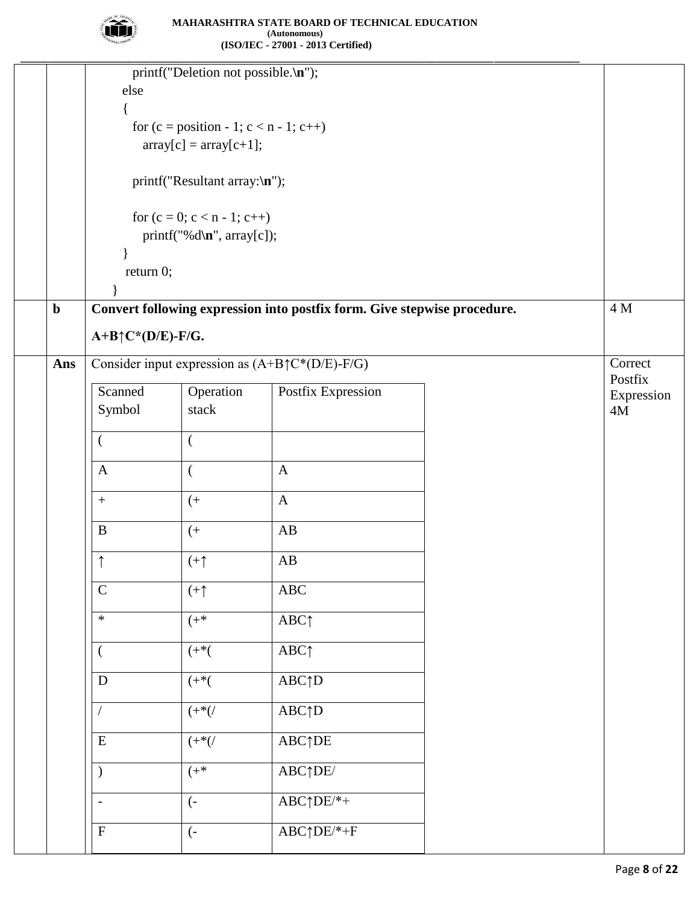```
        printf("Deletion not possible.\n");
    else
    {
        for (c = position - 1; c < n - 1; c++)
            array[c] = array[c+1];

        printf("Resultant array:\n");

        for (c = 0; c < n - 1; c++)
            printf("%d\n", array[c]);
    }
    return 0;
}
```

**b** **Convert following expression into postfix form. Give stepwise procedure.** (4 M)

**A+B↑C*(D/E)-F/G.**

**Ans** Consider input expression as (A+B↑C*(D/E)-F/G)

*Marking scheme: Correct Postfix Expression 4M*

| Scanned Symbol | Operation stack | Postfix Expression |
|---|---|---|
| ( | ( | |
| A | ( | A |
| + | (+ | A |
| B | (+ | AB |
| ↑ | (+↑ | AB |
| C | (+↑ | ABC |
| * | (+* | ABC↑ |
| ( | (+*( | ABC↑ |
| D | (+*( | ABC↑D |
| / | (+*(/ | ABC↑D |
| E | (+*(/ | ABC↑DE |
| ) | (+* | ABC↑DE/ |
| - | (- | ABC↑DE/*+ |
| F | (- | ABC↑DE/*+F |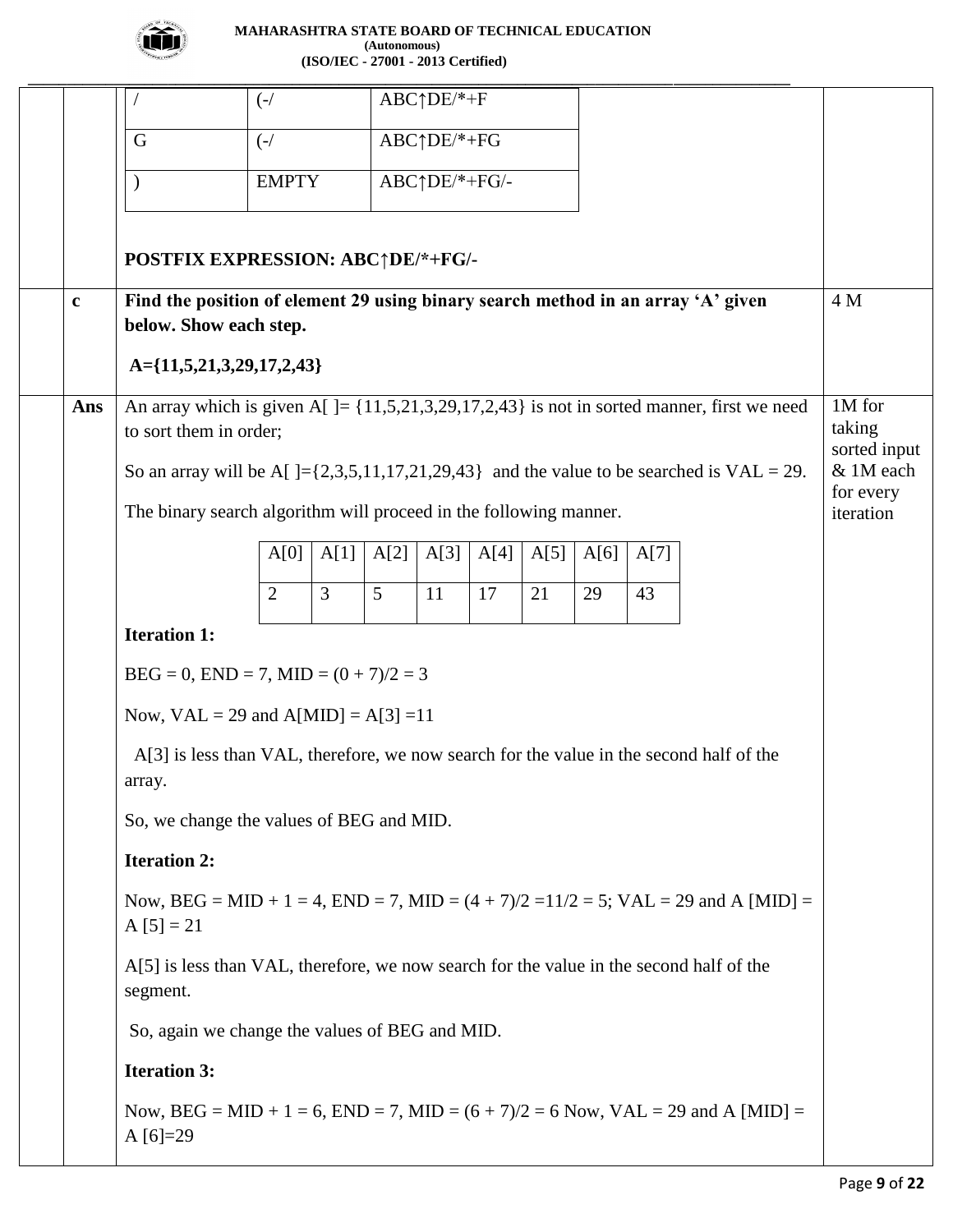| / | (-/ | ABC↑DE/*+F |
|---|---|---|
| G | (-/ | ABC↑DE/*+FG |
| ) | EMPTY | ABC↑DE/*+FG/- |

**POSTFIX EXPRESSION: ABC↑DE/*+FG/-**

**c** **Find the position of element 29 using binary search method in an array 'A' given below. Show each step.** (4 M)

**A={11,5,21,3,29,17,2,43}**

**Ans**

*(1M for taking sorted input & 1M each for every iteration)*

An array which is given A[ ]= {11,5,21,3,29,17,2,43} is not in sorted manner, first we need to sort them in order;

So an array will be A[ ]={2,3,5,11,17,21,29,43} and the value to be searched is VAL = 29.

The binary search algorithm will proceed in the following manner.

| A[0] | A[1] | A[2] | A[3] | A[4] | A[5] | A[6] | A[7] |
|---|---|---|---|---|---|---|---|
| 2 | 3 | 5 | 11 | 17 | 21 | 29 | 43 |

**Iteration 1:**

BEG = 0, END = 7, MID = (0 + 7)/2 = 3

Now, VAL = 29 and A[MID] = A[3] =11

A[3] is less than VAL, therefore, we now search for the value in the second half of the array.

So, we change the values of BEG and MID.

**Iteration 2:**

Now, BEG = MID + 1 = 4, END = 7, MID = (4 + 7)/2 =11/2 = 5; VAL = 29 and A [MID] = A [5] = 21

A[5] is less than VAL, therefore, we now search for the value in the second half of the segment.

So, again we change the values of BEG and MID.

**Iteration 3:**

Now, BEG = MID + 1 = 6, END = 7, MID = (6 + 7)/2 = 6 Now, VAL = 29 and A [MID] = A [6]=29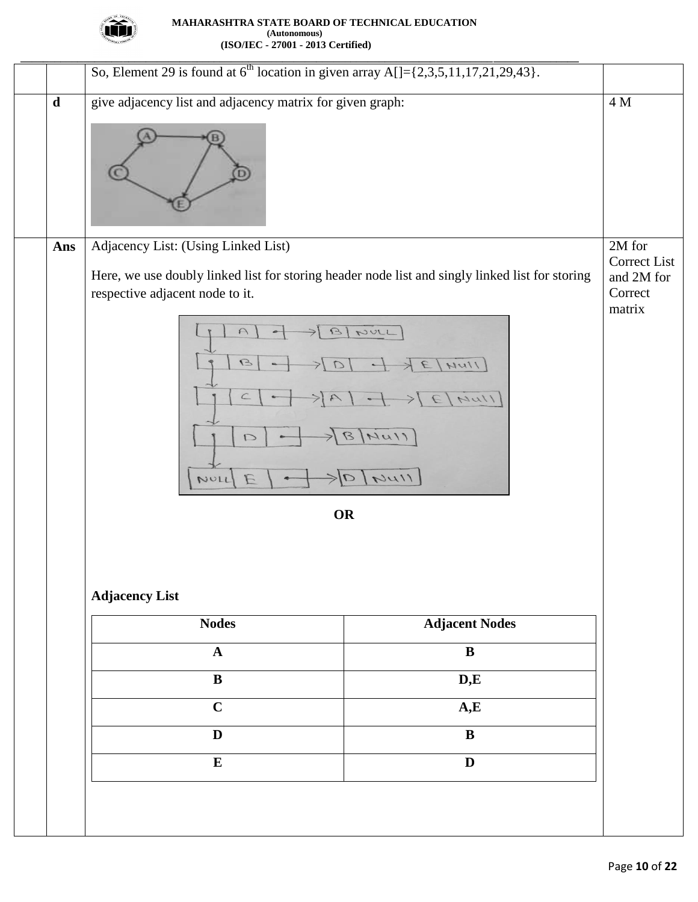So, Element 29 is found at 6th location in given array A[]={2,3,5,11,17,21,29,43}.

**d** give adjacency list and adjacency matrix for given graph: **4 M**

**Ans**

Adjacency List: (Using Linked List)

Here, we use doubly linked list for storing header node list and singly linked list for storing respective adjacent node to it.

*2M for Correct List and 2M for Correct matrix*

**OR**

**Adjacency List**

| Nodes | Adjacent Nodes |
|---|---|
| A | B |
| B | D,E |
| C | A,E |
| D | B |
| E | D |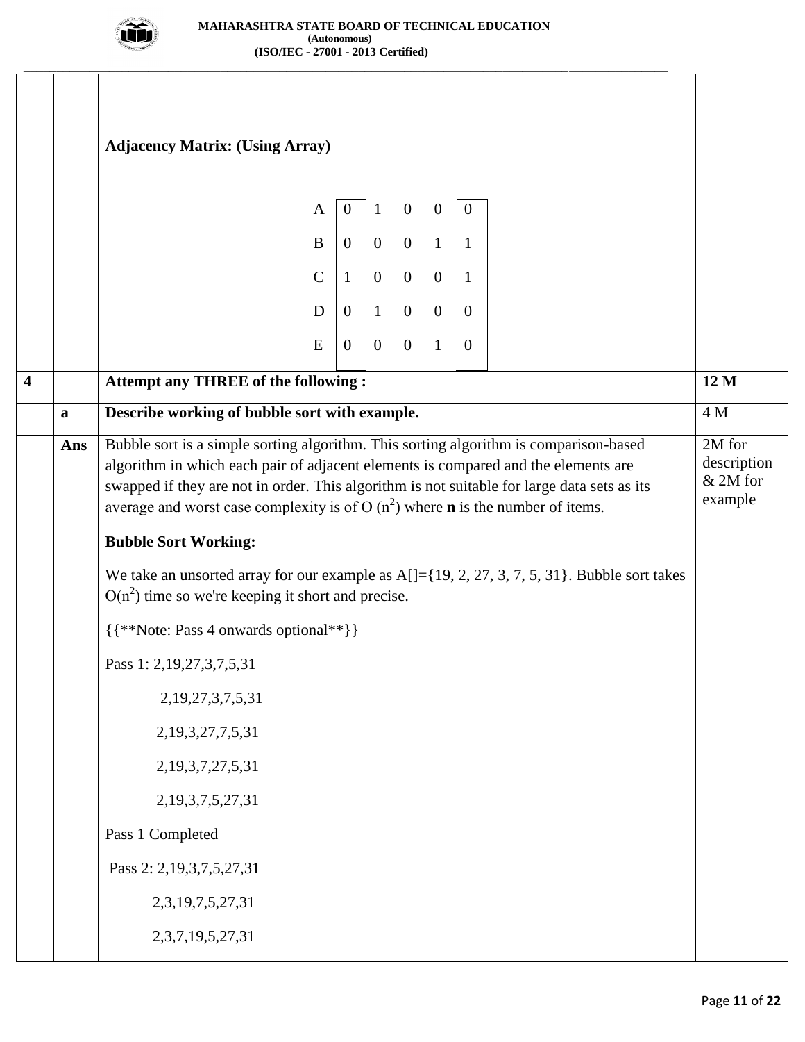**Adjacency Matrix: (Using Array)**

| | | | | | |
|---|---|---|---|---|---|
| A | 0 | 1 | 0 | 0 | 0 |
| B | 0 | 0 | 0 | 1 | 1 |
| C | 1 | 0 | 0 | 0 | 1 |
| D | 0 | 1 | 0 | 0 | 0 |
| E | 0 | 0 | 0 | 1 | 0 |

| 4 | | Attempt any THREE of the following : | 12 M |
|---|---|---|---|
| | a | **Describe working of bubble sort with example.** | 4 M |
| | Ans | Bubble sort is a simple sorting algorithm. This sorting algorithm is comparison-based algorithm in which each pair of adjacent elements is compared and the elements are swapped if they are not in order. This algorithm is not suitable for large data sets as its average and worst case complexity is of O ($n^2$) where **n** is the number of items. | 2M for description & 2M for example |

**Bubble Sort Working:**

We take an unsorted array for our example as A[]={19, 2, 27, 3, 7, 5, 31}. Bubble sort takes O($n^2$) time so we're keeping it short and precise.

{{**Note: Pass 4 onwards optional**}}

Pass 1: 2,19,27,3,7,5,31

2,19,27,3,7,5,31

2,19,3,27,7,5,31

2,19,3,7,27,5,31

2,19,3,7,5,27,31

Pass 1 Completed

Pass 2: 2,19,3,7,5,27,31

2,3,19,7,5,27,31

2,3,7,19,5,27,31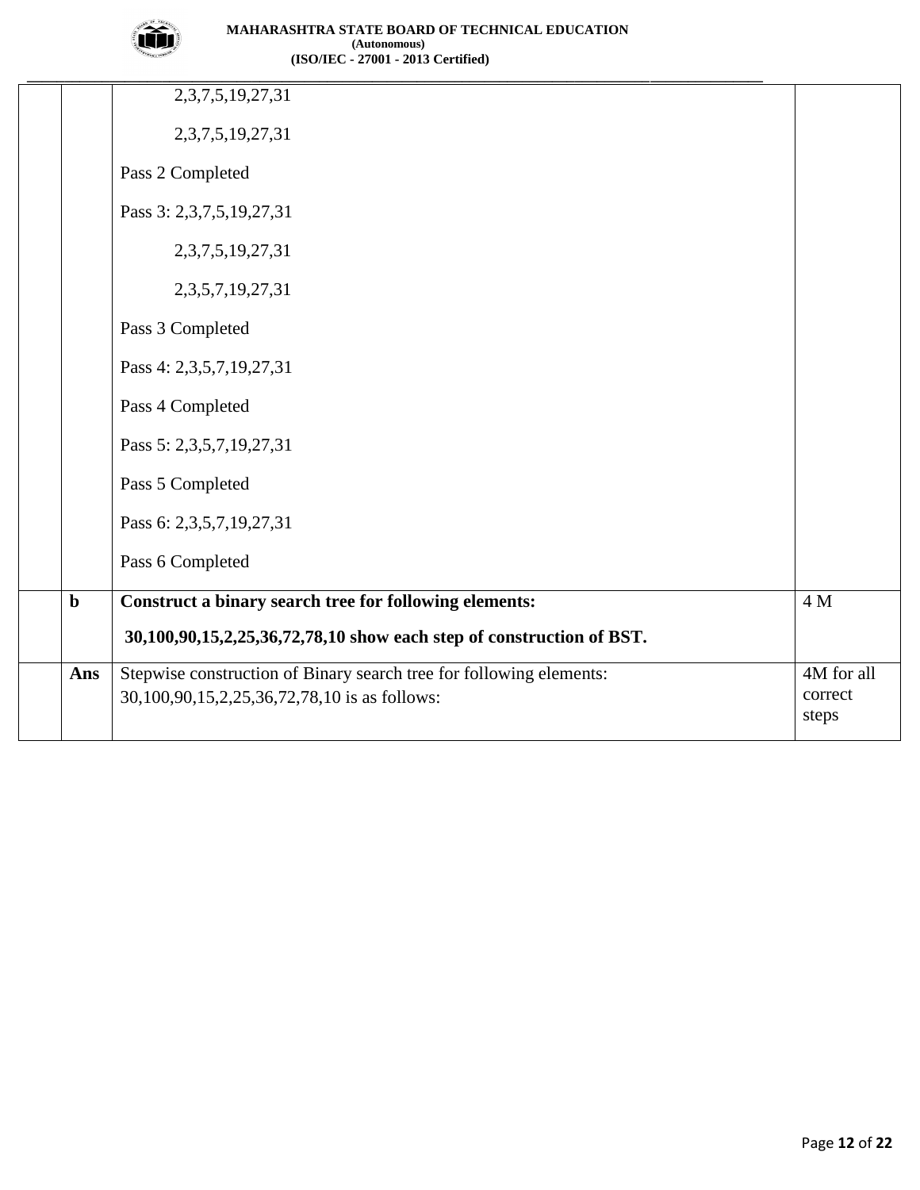| | | | |
|---|---|---|---|
| | | 2,3,7,5,19,27,31<br><br>2,3,7,5,19,27,31<br><br>Pass 2 Completed<br><br>Pass 3: 2,3,7,5,19,27,31<br><br>2,3,7,5,19,27,31<br><br>2,3,5,7,19,27,31<br><br>Pass 3 Completed<br><br>Pass 4: 2,3,5,7,19,27,31<br><br>Pass 4 Completed<br><br>Pass 5: 2,3,5,7,19,27,31<br><br>Pass 5 Completed<br><br>Pass 6: 2,3,5,7,19,27,31<br><br>Pass 6 Completed | |
| | **b** | **Construct a binary search tree for following elements:**<br><br>**30,100,90,15,2,25,36,72,78,10 show each step of construction of BST.** | 4 M |
| | **Ans** | Stepwise construction of Binary search tree for following elements:<br>30,100,90,15,2,25,36,72,78,10 is as follows: | 4M for all correct steps |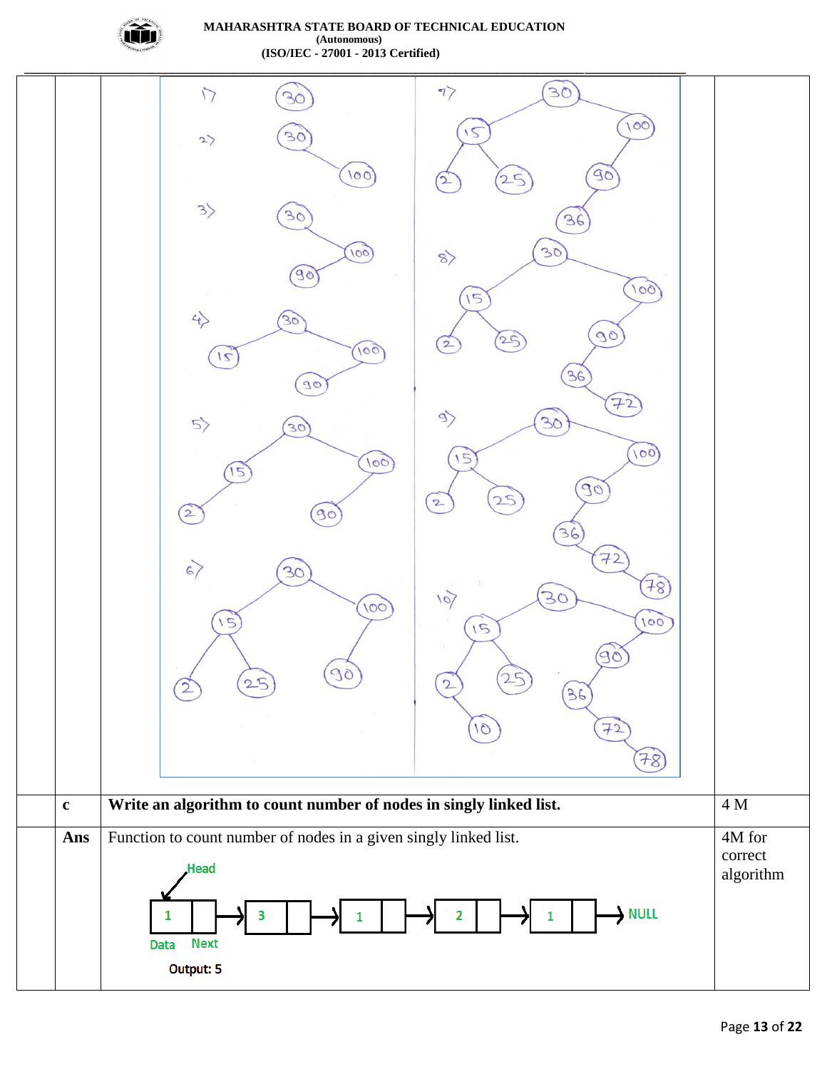| | | | |
|---|---|---|---|
| | | | |
| | c | **Write an algorithm to count number of nodes in singly linked list.** | 4 M |
| | **Ans** | Function to count number of nodes in a given singly linked list.<br><br>Head<br>1 → 3 → 1 → 2 → 1 → NULL<br>Data Next<br><br>Output: 5 | 4M for correct algorithm |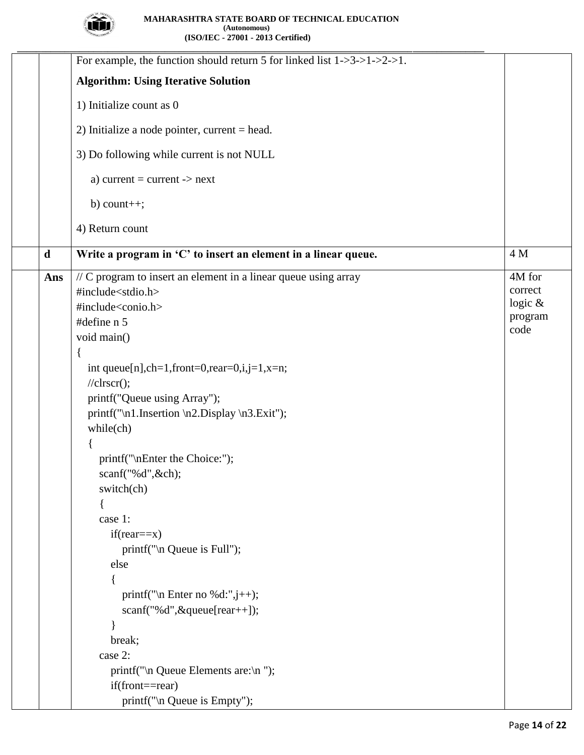| | | | |
|---|---|---|---|
| | | For example, the function should return 5 for linked list 1->3->1->2->1.<br><br>**Algorithm: Using Iterative Solution**<br><br>1) Initialize count as 0<br><br>2) Initialize a node pointer, current = head.<br><br>3) Do following while current is not NULL<br><br>a) current = current -> next<br><br>b) count++;<br><br>4) Return count | |
| | **d** | **Write a program in 'C' to insert an element in a linear queue.** | 4 M |
| | **Ans** | See code below | 4M for correct logic & program code |

```c
// C program to insert an element in a linear queue using array
#include<stdio.h>
#include<conio.h>
#define n 5
void main()
{
   int queue[n],ch=1,front=0,rear=0,i,j=1,x=n;
   //clrscr();
   printf("Queue using Array");
   printf("\n1.Insertion \n2.Display \n3.Exit");
   while(ch)
   {
      printf("\nEnter the Choice:");
      scanf("%d",&ch);
      switch(ch)
      {
      case 1:
         if(rear==x)
            printf("\n Queue is Full");
         else
         {
            printf("\n Enter no %d:",j++);
            scanf("%d",&queue[rear++]);
         }
         break;
      case 2:
         printf("\n Queue Elements are:\n ");
         if(front==rear)
            printf("\n Queue is Empty");
```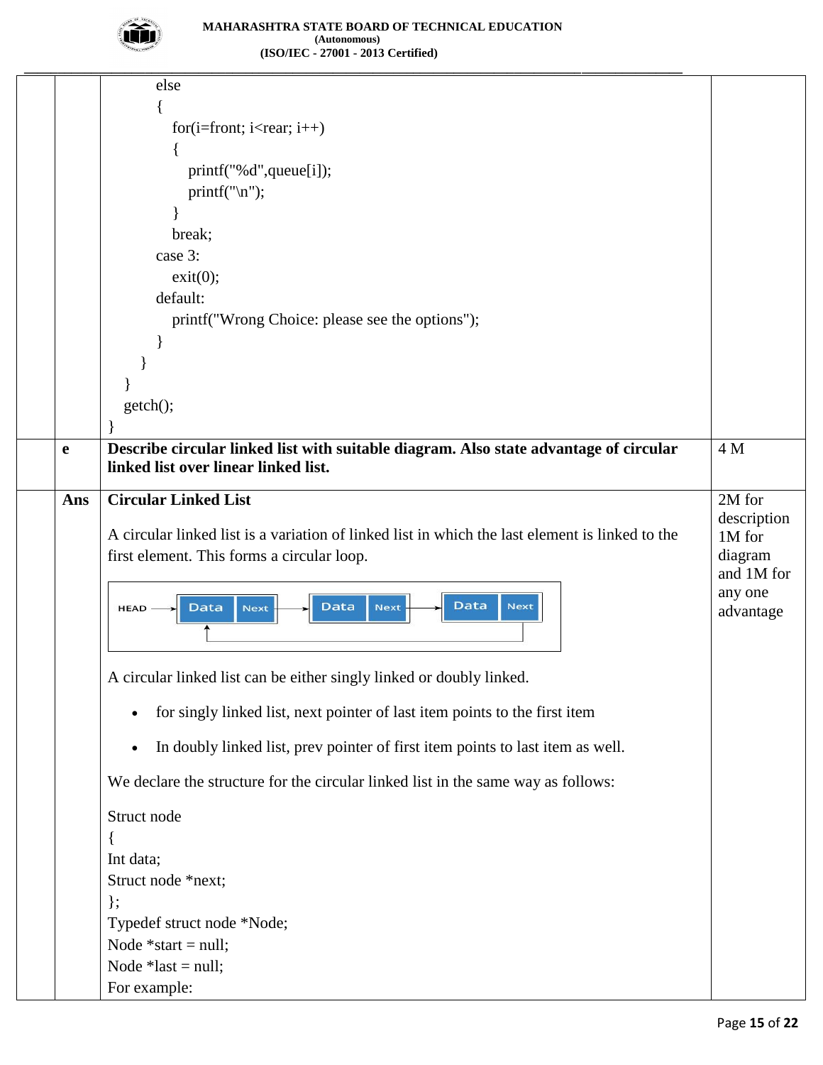```
        else
        {
            for(i=front; i<rear; i++)
            {
                printf("%d",queue[i]);
                printf("\n");
            }
            break;
        case 3:
            exit(0);
        default:
            printf("Wrong Choice: please see the options");
        }
    }
  }
  getch();
}
```

| | | | |
|---|---|---|---|
| | **e** | **Describe circular linked list with suitable diagram. Also state advantage of circular linked list over linear linked list.** | 4 M |
| | **Ans** | **Circular Linked List** | 2M for description 1M for diagram and 1M for any one advantage |

**Circular Linked List**

A circular linked list is a variation of linked list in which the last element is linked to the first element. This forms a circular loop.

HEAD → [Data | Next] → [Data | Next] → [Data | Next] → (back to first node)

A circular linked list can be either singly linked or doubly linked.

- for singly linked list, next pointer of last item points to the first item
- In doubly linked list, prev pointer of first item points to last item as well.

We declare the structure for the circular linked list in the same way as follows:

```
Struct node
{
Int data;
Struct node *next;
};
Typedef struct node *Node;
Node *start = null;
Node *last = null;
```

For example: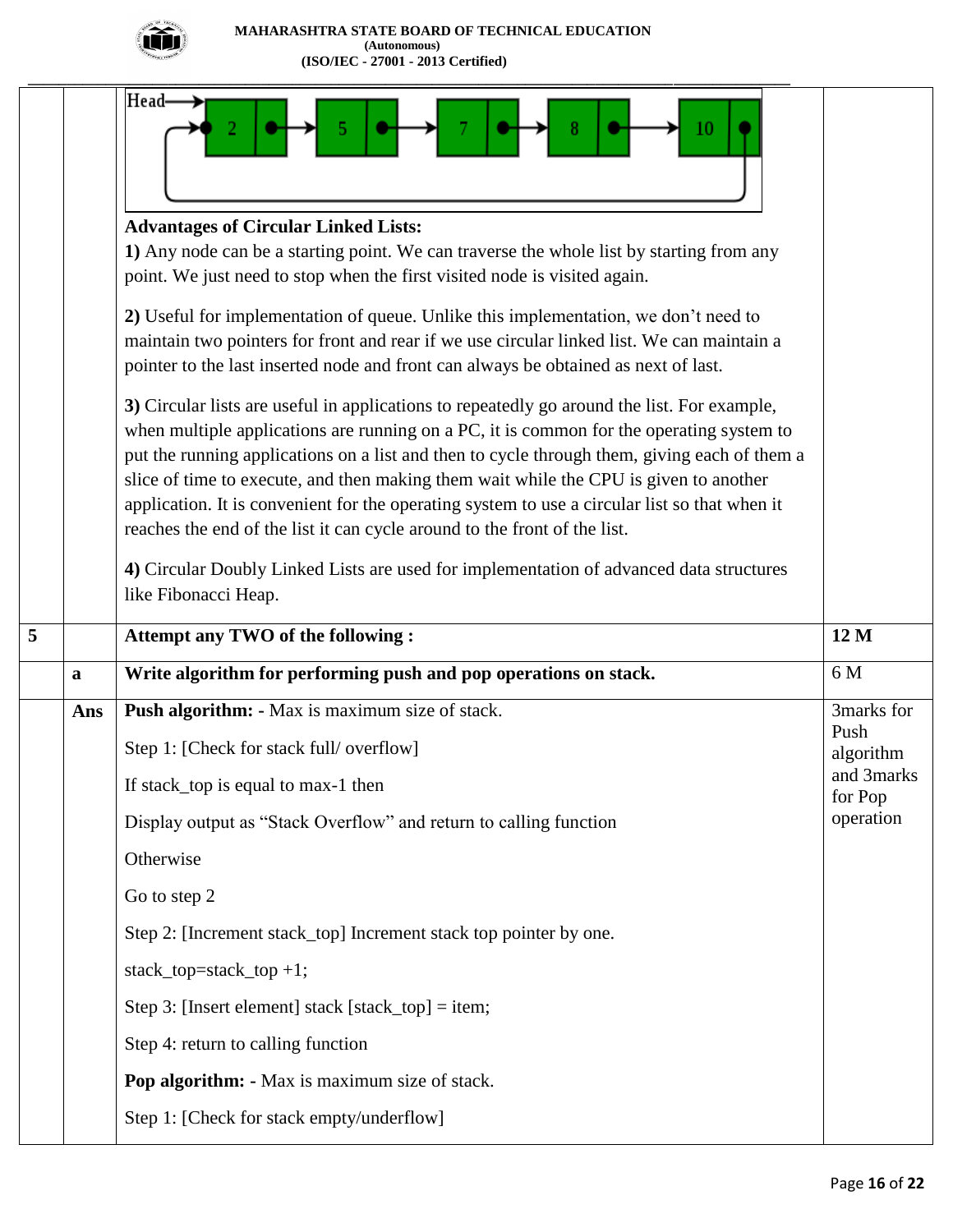| | | Advantages of Circular Linked Lists: | |
|---|---|---|---|
| | | **Advantages of Circular Linked Lists:**<br>**1)** Any node can be a starting point. We can traverse the whole list by starting from any point. We just need to stop when the first visited node is visited again.<br><br>**2)** Useful for implementation of queue. Unlike this implementation, we don't need to maintain two pointers for front and rear if we use circular linked list. We can maintain a pointer to the last inserted node and front can always be obtained as next of last.<br><br>**3)** Circular lists are useful in applications to repeatedly go around the list. For example, when multiple applications are running on a PC, it is common for the operating system to put the running applications on a list and then to cycle through them, giving each of them a slice of time to execute, and then making them wait while the CPU is given to another application. It is convenient for the operating system to use a circular list so that when it reaches the end of the list it can cycle around to the front of the list.<br><br>**4)** Circular Doubly Linked Lists are used for implementation of advanced data structures like Fibonacci Heap. | |
| **5** | | **Attempt any TWO of the following :** | **12 M** |
| | **a** | **Write algorithm for performing push and pop operations on stack.** | 6 M |
| | **Ans** | **Push algorithm: -** Max is maximum size of stack.<br><br>Step 1: [Check for stack full/ overflow]<br><br>If stack_top is equal to max-1 then<br><br>Display output as "Stack Overflow" and return to calling function<br><br>Otherwise<br><br>Go to step 2<br><br>Step 2: [Increment stack_top] Increment stack top pointer by one.<br><br>stack_top=stack_top +1;<br><br>Step 3: [Insert element] stack [stack_top] = item;<br><br>Step 4: return to calling function<br><br>**Pop algorithm: -** Max is maximum size of stack.<br><br>Step 1: [Check for stack empty/underflow] | 3marks for Push algorithm and 3marks for Pop operation |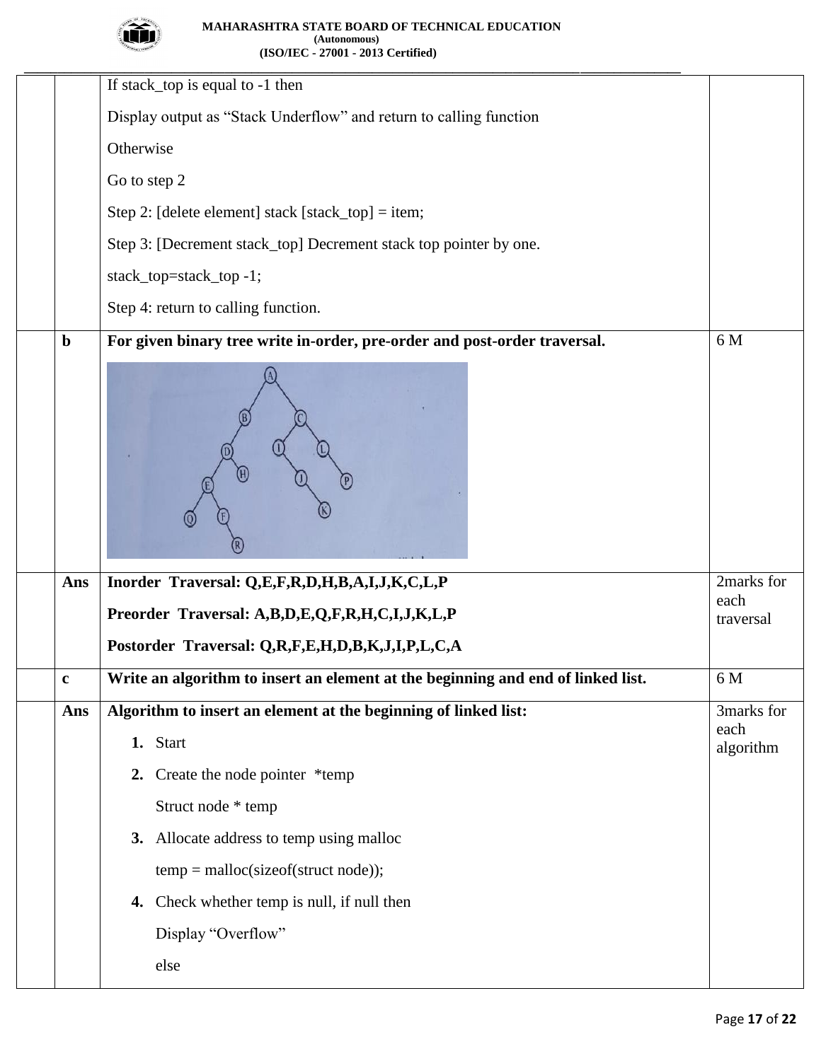|   |   |   |   |
|---|---|---|---|
|   |   | If stack_top is equal to -1 then<br><br>Display output as "Stack Underflow" and return to calling function<br><br>Otherwise<br><br>Go to step 2<br><br>Step 2: [delete element] stack [stack_top] = item;<br><br>Step 3: [Decrement stack_top] Decrement stack top pointer by one.<br><br>stack_top=stack_top -1;<br><br>Step 4: return to calling function. |   |
|   | **b** | **For given binary tree write in-order, pre-order and post-order traversal.** | 6 M |
|   | **Ans** | **Inorder Traversal: Q,E,F,R,D,H,B,A,I,J,K,C,L,P**<br><br>**Preorder Traversal: A,B,D,E,Q,F,R,H,C,I,J,K,L,P**<br><br>**Postorder Traversal: Q,R,F,E,H,D,B,K,J,I,P,L,C,A** | 2marks for each traversal |
|   | **c** | **Write an algorithm to insert an element at the beginning and end of linked list.** | 6 M |
|   | **Ans** | **Algorithm to insert an element at the beginning of linked list:**<br><br>**1.** Start<br><br>**2.** Create the node pointer *temp<br><br>Struct node * temp<br><br>**3.** Allocate address to temp using malloc<br><br>temp = malloc(sizeof(struct node));<br><br>**4.** Check whether temp is null, if null then<br><br>Display "Overflow"<br><br>else | 3marks for each algorithm |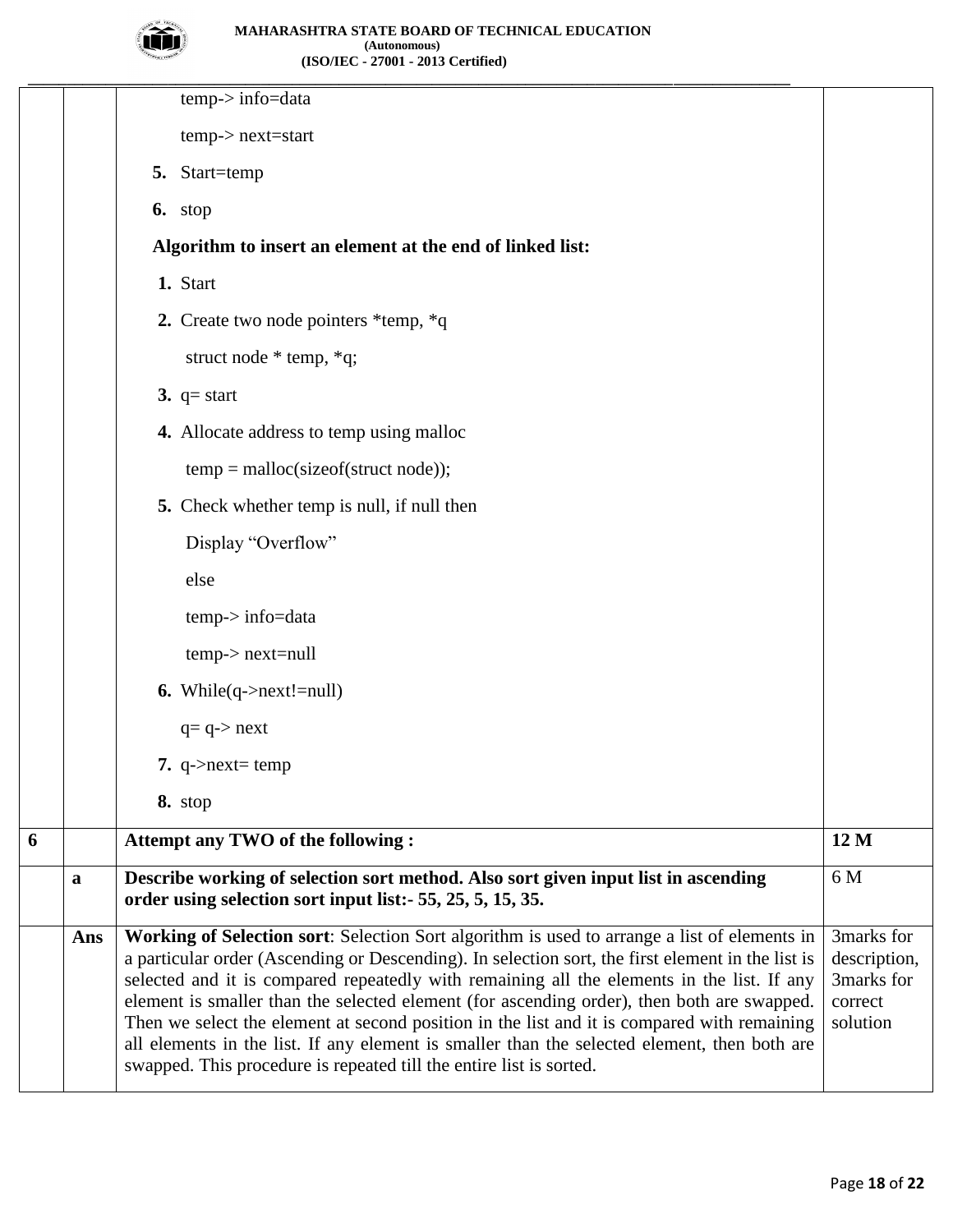temp-> info=data

temp-> next=start

**5.** Start=temp

**6.** stop

**Algorithm to insert an element at the end of linked list:**

**1.** Start

**2.** Create two node pointers *temp, *q

struct node * temp, *q;

**3.** q= start

**4.** Allocate address to temp using malloc

temp = malloc(sizeof(struct node));

**5.** Check whether temp is null, if null then

Display "Overflow"

else

temp-> info=data

temp-> next=null

**6.** While(q->next!=null)

q= q-> next

**7.** q->next= temp

**8.** stop

| | | | |
|---|---|---|---|
| **6** | | **Attempt any TWO of the following :** | **12 M** |
| | **a** | **Describe working of selection sort method. Also sort given input list in ascending order using selection sort input list:- 55, 25, 5, 15, 35.** | 6 M |
| | **Ans** | **Working of Selection sort**: Selection Sort algorithm is used to arrange a list of elements in a particular order (Ascending or Descending). In selection sort, the first element in the list is selected and it is compared repeatedly with remaining all the elements in the list. If any element is smaller than the selected element (for ascending order), then both are swapped. Then we select the element at second position in the list and it is compared with remaining all elements in the list. If any element is smaller than the selected element, then both are swapped. This procedure is repeated till the entire list is sorted. | 3marks for description, 3marks for correct solution |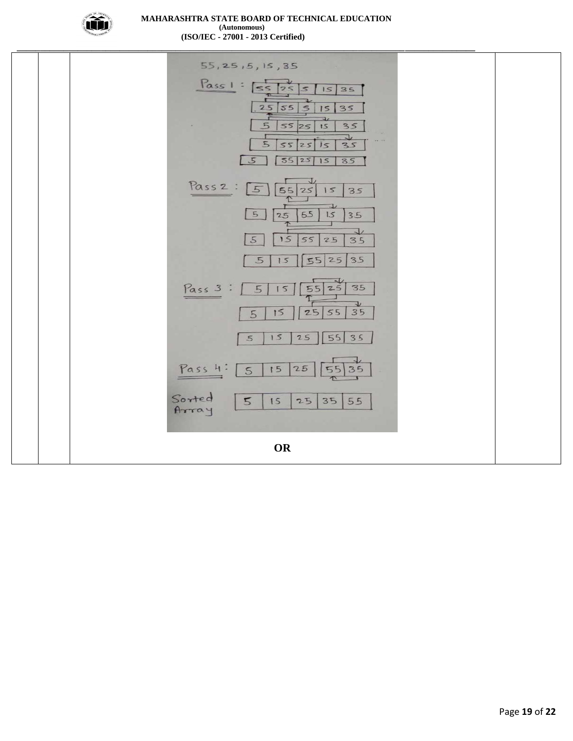55, 25, 5, 15, 35

**Pass 1 :**

| 55 | 25 | 5 | 15 | 35 |
|---|---|---|---|---|

| 25 | 55 | 5 | 15 | 35 |
|---|---|---|---|---|

| 5 | 55 | 25 | 15 | 35 |
|---|---|---|---|---|

| 5 | 55 | 25 | 15 | 35 |
|---|---|---|---|---|

| 5 | | 55 | 25 | 15 | 35 |
|---|---|---|---|---|---|

**Pass 2 :**

| 5 | | 55 | 25 | 15 | 35 |
|---|---|---|---|---|---|

| 5 | | 25 | 55 | 15 | 35 |
|---|---|---|---|---|---|

| 5 | | 15 | 55 | 25 | 35 |
|---|---|---|---|---|---|

| 5 | 15 | | 55 | 25 | 35 |
|---|---|---|---|---|---|

**Pass 3 :**

| 5 | 15 | | 55 | 25 | 35 |
|---|---|---|---|---|---|

| 5 | 15 | | 25 | 55 | 35 |
|---|---|---|---|---|---|

| 5 | 15 | 25 | | 55 | 35 |
|---|---|---|---|---|---|

**Pass 4 :**

| 5 | 15 | 25 | | 55 | 35 |
|---|---|---|---|---|---|

**Sorted Array**

| 5 | 15 | 25 | 35 | 55 |
|---|---|---|---|---|

**OR**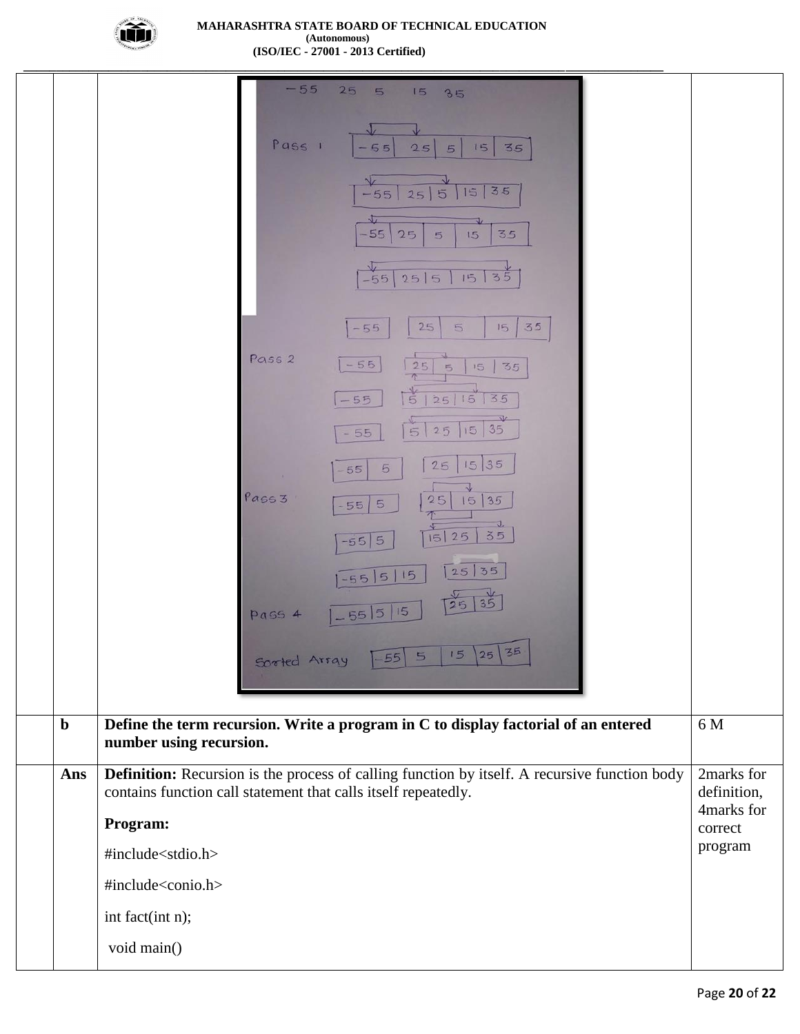-55 25 5 15 35

Pass 1 [-55 | 25 | 5 | 15 | 35]

[-55 | 25 | 5 | 15 | 35]

[-55 | 25 | 5 | 15 | 35]

[-55 | 25 | 5 | 15 | 35]

[-55] [25 | 5 | 15 | 35]

Pass 2 [-55] [25 | 5 | 15 | 35]

[-55] [5 | 25 | 15 | 35]

[-55] [5 | 25 | 15 | 35]

[-55 | 5] [25 | 15 | 35]

Pass 3 [-55 | 5] [25 | 15 | 35]

[-55 | 5] [15 | 25 | 35]

[-55 | 5 | 15] [25 | 35]

Pass 4 [-55 | 5 | 15] [25 | 35]

Sorted Array [-55 | 5 | 15 | 25 | 35]

| | | | |
|---|---|---|---|
| | **b** | **Define the term recursion. Write a program in C to display factorial of an entered number using recursion.** | 6 M |
| | **Ans** | **Definition:** Recursion is the process of calling function by itself. A recursive function body contains function call statement that calls itself repeatedly. | 2marks for definition, 4marks for correct program |

**Program:**

```
#include<stdio.h>

#include<conio.h>

int fact(int n);

 void main()
```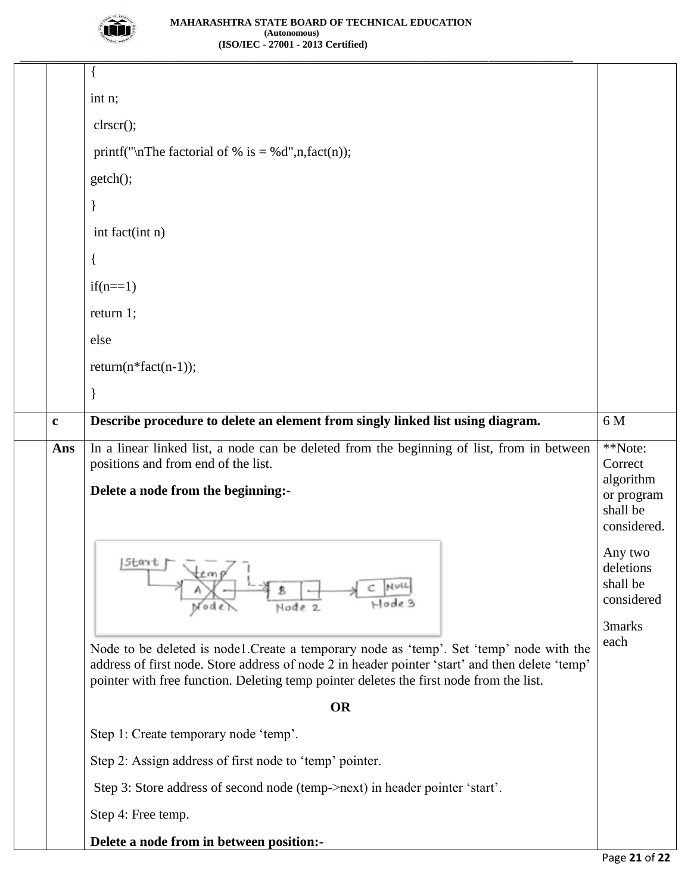| | | | |
|---|---|---|---|
| | | {<br><br>int n;<br><br>clrscr();<br><br>printf("\nThe factorial of % is = %d",n,fact(n));<br><br>getch();<br><br>}<br><br>int fact(int n)<br><br>{<br><br>if(n==1)<br><br>return 1;<br><br>else<br><br>return(n*fact(n-1));<br><br>} | |
| | **c** | **Describe procedure to delete an element from singly linked list using diagram.** | 6 M |
| | **Ans** | In a linear linked list, a node can be deleted from the beginning of list, from in between positions and from end of the list.<br><br>**Delete a node from the beginning:-**<br><br>Node to be deleted is node1.Create a temporary node as 'temp'. Set 'temp' node with the address of first node. Store address of node 2 in header pointer 'start' and then delete 'temp' pointer with free function. Deleting temp pointer deletes the first node from the list.<br><br>**OR**<br><br>Step 1: Create temporary node 'temp'.<br><br>Step 2: Assign address of first node to 'temp' pointer.<br><br>Step 3: Store address of second node (temp->next) in header pointer 'start'.<br><br>Step 4: Free temp.<br><br>**Delete a node from in between position:-** | **Note: Correct algorithm or program shall be considered.<br><br>Any two deletions shall be considered<br><br>3marks each |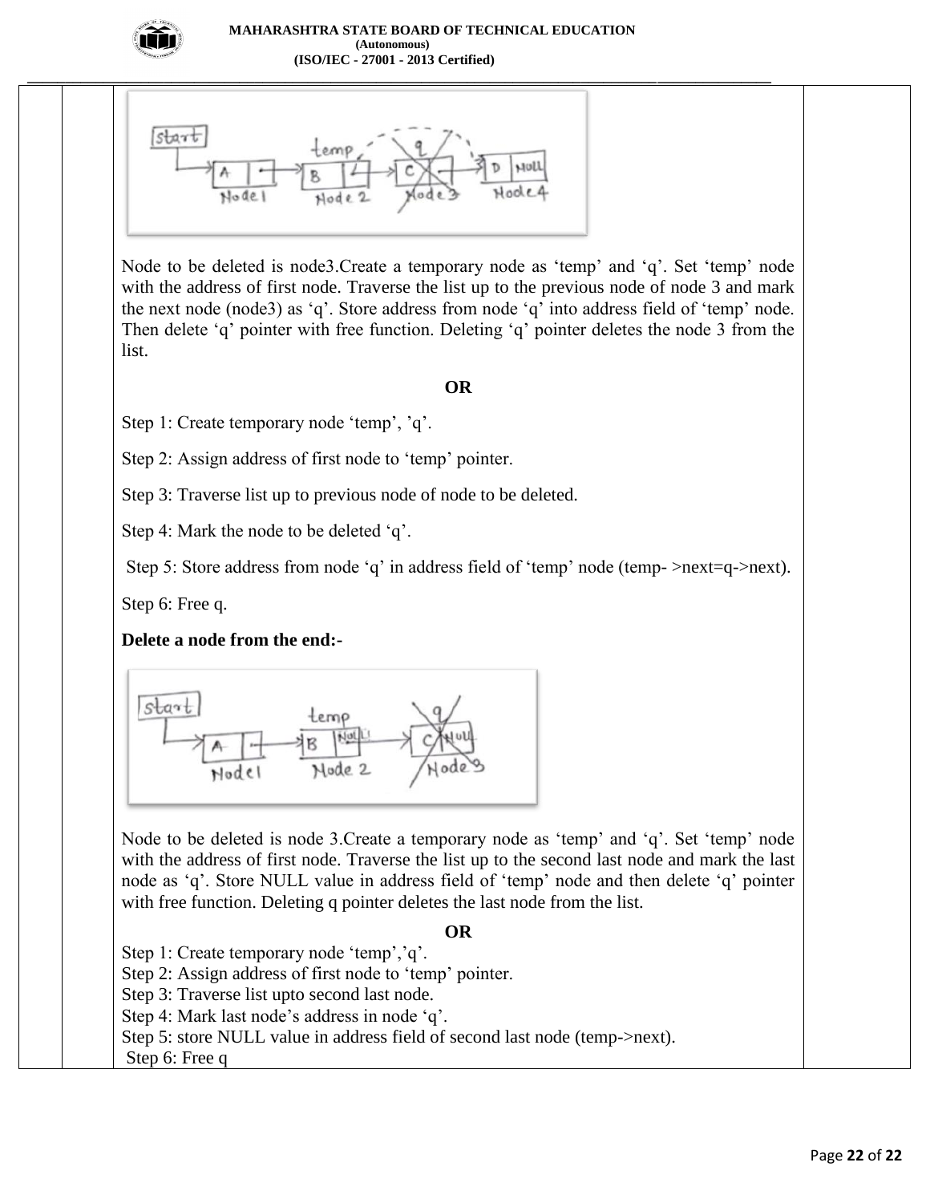Node to be deleted is node3.Create a temporary node as 'temp' and 'q'. Set 'temp' node with the address of first node. Traverse the list up to the previous node of node 3 and mark the next node (node3) as 'q'. Store address from node 'q' into address field of 'temp' node. Then delete 'q' pointer with free function. Deleting 'q' pointer deletes the node 3 from the list.

**OR**

Step 1: Create temporary node 'temp', 'q'.

Step 2: Assign address of first node to 'temp' pointer.

Step 3: Traverse list up to previous node of node to be deleted.

Step 4: Mark the node to be deleted 'q'.

Step 5: Store address from node 'q' in address field of 'temp' node (temp- >next=q->next).

Step 6: Free q.

**Delete a node from the end:-**

Node to be deleted is node 3.Create a temporary node as 'temp' and 'q'. Set 'temp' node with the address of first node. Traverse the list up to the second last node and mark the last node as 'q'. Store NULL value in address field of 'temp' node and then delete 'q' pointer with free function. Deleting q pointer deletes the last node from the list.

**OR**

Step 1: Create temporary node 'temp','q'.
Step 2: Assign address of first node to 'temp' pointer.
Step 3: Traverse list upto second last node.
Step 4: Mark last node's address in node 'q'.
Step 5: store NULL value in address field of second last node (temp->next).
Step 6: Free q